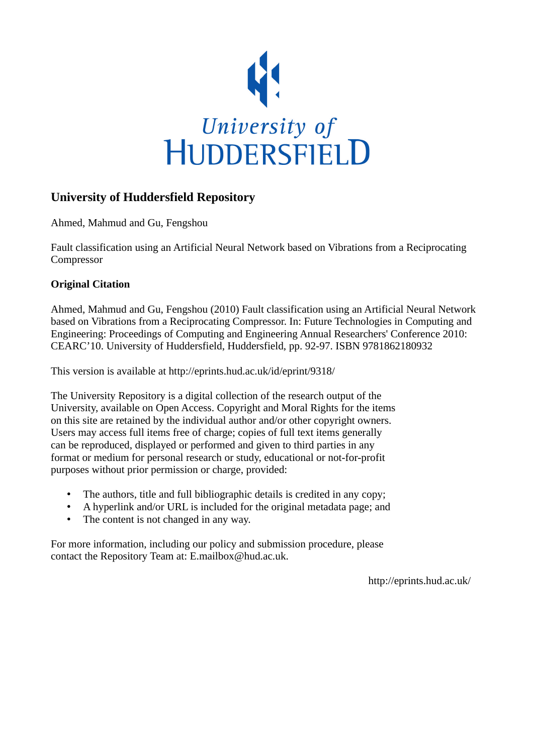University of HUDDERSFIELD

## University of Huddersfield Repository

Ahmed, Mahmud and Gu, Fengshou

Fault classification using an Artificial Neural Network based on Vibrations from a Reciprocating Compressor

### Original Citation

Ahmed, Mahmud and Gu, Fengshou (2010) Fault classification using an Artificial Neural Network based on Vibrations from a Reciprocating Compressor. In: Future Technologies in Computing and Engineering: Proceedings of Computing and Engineering Annual Researchers' Conference 2010: CEARC'10. University of Huddersfield, Huddersfield, pp. 92-97. ISBN 9781862180932

This version is available at http://eprints.hud.ac.uk/id/eprint/9318/

The University Repository is a digital collection of the research output of the University, available on Open Access. Copyright and Moral Rights for the items on this site are retained by the individual author and/or other copyright owners. Users may access full items free of charge; copies of full text items generally can be reproduced, displayed or performed and given to third parties in any format or medium for personal research or study, educational or not-for-profit purposes without prior permission or charge, provided:

- The authors, title and full bibliographic details is credited in any copy;
- A hyperlink and/or URL is included for the original metadata page; and
- The content is not changed in any way.

For more information, including our policy and submission procedure, please contact the Repository Team at: E.mailbox@hud.ac.uk.

http://eprints.hud.ac.uk/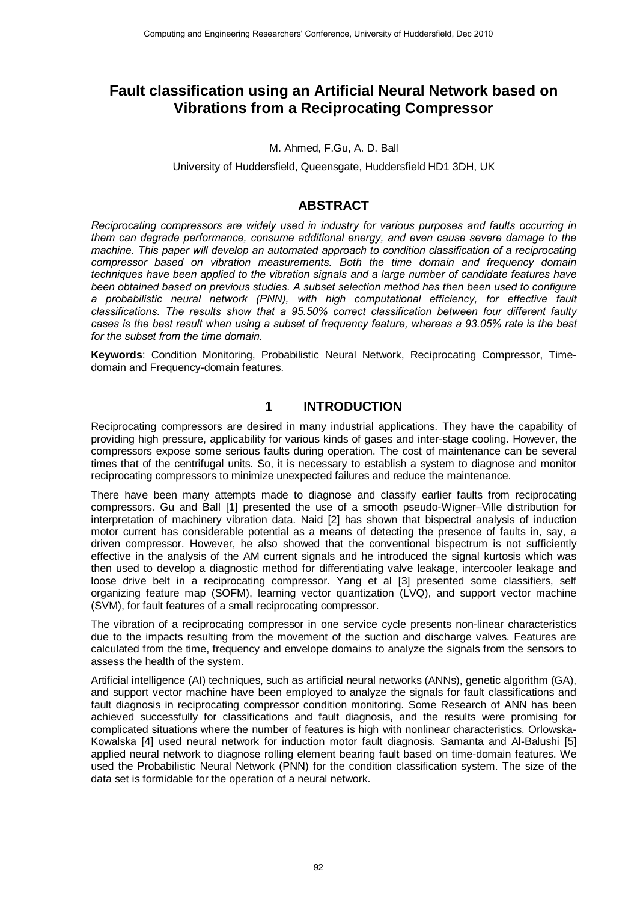# Fault classification using an Artificial Neural Network based on Vibrations from a Reciprocating Compressor

M. Ahmed, F.Gu, A. D. Ball

University of Huddersfield, Queensgate, Huddersfield HD1 3DH, UK

## ABSTRACT

*Reciprocating compressors are widely used in industry for various purposes and faults occurring in them can degrade performance, consume additional energy, and even cause severe damage to the machine. This paper will develop an automated approach to condition classification of a reciprocating compressor based on vibration measurements. Both the time domain and frequency domain techniques have been applied to the vibration signals and a large number of candidate features have been obtained based on previous studies. A subset selection method has then been used to configure a probabilistic neural network (PNN), with high computational efficiency, for effective fault classifications. The results show that a 95.50% correct classification between four different faulty cases is the best result when using a subset of frequency feature, whereas a 93.05% rate is the best for the subset from the time domain.*

**Keywords**: Condition Monitoring, Probabilistic Neural Network, Reciprocating Compressor, Time-domain and Frequency-domain features.

## 1 INTRODUCTION

Reciprocating compressors are desired in many industrial applications. They have the capability of providing high pressure, applicability for various kinds of gases and inter-stage cooling. However, the compressors expose some serious faults during operation. The cost of maintenance can be several times that of the centrifugal units. So, it is necessary to establish a system to diagnose and monitor reciprocating compressors to minimize unexpected failures and reduce the maintenance.

There have been many attempts made to diagnose and classify earlier faults from reciprocating compressors. Gu and Ball [1] presented the use of a smooth pseudo-Wigner–Ville distribution for interpretation of machinery vibration data. Naid [2] has shown that bispectral analysis of induction motor current has considerable potential as a means of detecting the presence of faults in, say, a driven compressor. However, he also showed that the conventional bispectrum is not sufficiently effective in the analysis of the AM current signals and he introduced the signal kurtosis which was then used to develop a diagnostic method for differentiating valve leakage, intercooler leakage and loose drive belt in a reciprocating compressor. Yang et al [3] presented some classifiers, self organizing feature map (SOFM), learning vector quantization (LVQ), and support vector machine (SVM), for fault features of a small reciprocating compressor.

The vibration of a reciprocating compressor in one service cycle presents non-linear characteristics due to the impacts resulting from the movement of the suction and discharge valves. Features are calculated from the time, frequency and envelope domains to analyze the signals from the sensors to assess the health of the system.

Artificial intelligence (AI) techniques, such as artificial neural networks (ANNs), genetic algorithm (GA), and support vector machine have been employed to analyze the signals for fault classifications and fault diagnosis in reciprocating compressor condition monitoring. Some Research of ANN has been achieved successfully for classifications and fault diagnosis, and the results were promising for complicated situations where the number of features is high with nonlinear characteristics. Orlowska-Kowalska [4] used neural network for induction motor fault diagnosis. Samanta and Al-Balushi [5] applied neural network to diagnose rolling element bearing fault based on time-domain features. We used the Probabilistic Neural Network (PNN) for the condition classification system. The size of the data set is formidable for the operation of a neural network.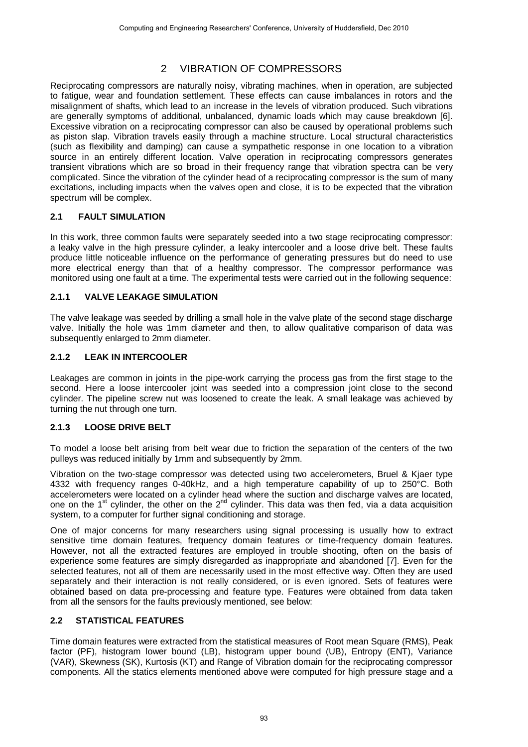## 2 VIBRATION OF COMPRESSORS

Reciprocating compressors are naturally noisy, vibrating machines, when in operation, are subjected to fatigue, wear and foundation settlement. These effects can cause imbalances in rotors and the misalignment of shafts, which lead to an increase in the levels of vibration produced. Such vibrations are generally symptoms of additional, unbalanced, dynamic loads which may cause breakdown [6]. Excessive vibration on a reciprocating compressor can also be caused by operational problems such as piston slap. Vibration travels easily through a machine structure. Local structural characteristics (such as flexibility and damping) can cause a sympathetic response in one location to a vibration source in an entirely different location. Valve operation in reciprocating compressors generates transient vibrations which are so broad in their frequency range that vibration spectra can be very complicated. Since the vibration of the cylinder head of a reciprocating compressor is the sum of many excitations, including impacts when the valves open and close, it is to be expected that the vibration spectrum will be complex.

### 2.1 FAULT SIMULATION

In this work, three common faults were separately seeded into a two stage reciprocating compressor: a leaky valve in the high pressure cylinder, a leaky intercooler and a loose drive belt. These faults produce little noticeable influence on the performance of generating pressures but do need to use more electrical energy than that of a healthy compressor. The compressor performance was monitored using one fault at a time. The experimental tests were carried out in the following sequence:

#### 2.1.1 VALVE LEAKAGE SIMULATION

The valve leakage was seeded by drilling a small hole in the valve plate of the second stage discharge valve. Initially the hole was 1mm diameter and then, to allow qualitative comparison of data was subsequently enlarged to 2mm diameter.

#### 2.1.2 LEAK IN INTERCOOLER

Leakages are common in joints in the pipe-work carrying the process gas from the first stage to the second. Here a loose intercooler joint was seeded into a compression joint close to the second cylinder. The pipeline screw nut was loosened to create the leak. A small leakage was achieved by turning the nut through one turn.

#### 2.1.3 LOOSE DRIVE BELT

To model a loose belt arising from belt wear due to friction the separation of the centers of the two pulleys was reduced initially by 1mm and subsequently by 2mm.

Vibration on the two-stage compressor was detected using two accelerometers, Bruel & Kjaer type 4332 with frequency ranges 0-40kHz, and a high temperature capability of up to 250°C. Both accelerometers were located on a cylinder head where the suction and discharge valves are located, one on the 1st cylinder, the other on the 2nd cylinder. This data was then fed, via a data acquisition system, to a computer for further signal conditioning and storage.

One of major concerns for many researchers using signal processing is usually how to extract sensitive time domain features, frequency domain features or time-frequency domain features. However, not all the extracted features are employed in trouble shooting, often on the basis of experience some features are simply disregarded as inappropriate and abandoned [7]. Even for the selected features, not all of them are necessarily used in the most effective way. Often they are used separately and their interaction is not really considered, or is even ignored. Sets of features were obtained based on data pre-processing and feature type. Features were obtained from data taken from all the sensors for the faults previously mentioned, see below:

### 2.2 STATISTICAL FEATURES

Time domain features were extracted from the statistical measures of Root mean Square (RMS), Peak factor (PF), histogram lower bound (LB), histogram upper bound (UB), Entropy (ENT), Variance (VAR), Skewness (SK), Kurtosis (KT) and Range of Vibration domain for the reciprocating compressor components. All the statics elements mentioned above were computed for high pressure stage and a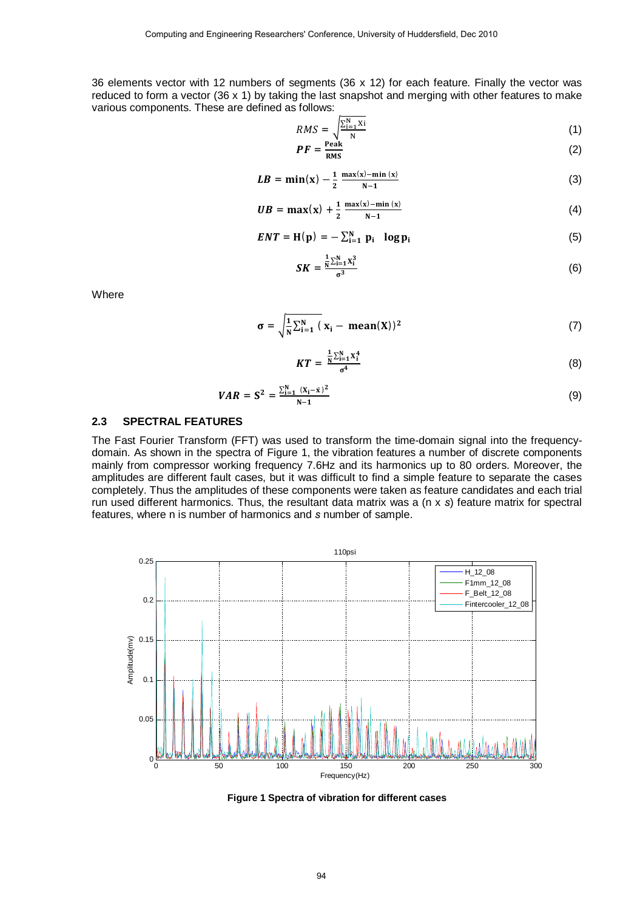36 elements vector with 12 numbers of segments (36 x 12) for each feature. Finally the vector was reduced to form a vector (36 x 1) by taking the last snapshot and merging with other features to make various components. These are defined as follows:

$$RMS = \sqrt{\frac{\sum_{i=1}^{N} Xi}{N}} \tag{1}$$

$$\boldsymbol{PF} = \frac{\textbf{Peak}}{\textbf{RMS}} \tag{2}$$

$$\boldsymbol{LB} = \min(\mathbf{x}) - \frac{1}{2}\,\frac{\max(\mathbf{x}) - \min(\mathbf{x})}{\mathbf{N-1}} \tag{3}$$

$$\boldsymbol{UB} = \max(\mathbf{x}) + \frac{1}{2}\,\frac{\max(\mathbf{x}) - \min(\mathbf{x})}{\mathbf{N-1}} \tag{4}$$

$$\boldsymbol{ENT} = \mathbf{H(p)} = -\sum_{i=1}^{N} \mathbf{p_i} \quad \log \mathbf{p_i} \tag{5}$$

$$\boldsymbol{SK} = \frac{\frac{1}{N}\sum_{i=1}^{N} \mathbf{X_i^3}}{\boldsymbol{\sigma^3}} \tag{6}$$

Where

$$\boldsymbol{\sigma} = \sqrt{\frac{1}{N}\sum_{i=1}^{N} (\mathbf{x_i} - \mathbf{mean(X)})^2} \tag{7}$$

$$\boldsymbol{KT} = \frac{\frac{1}{N}\sum_{i=1}^{N} \mathbf{X_i^4}}{\boldsymbol{\sigma^4}} \tag{8}$$

$$\boldsymbol{VAR} = \mathbf{S^2} = \frac{\sum_{i=1}^{N} (\mathbf{X_i} - \bar{\mathbf{x}})^2}{\mathbf{N-1}} \tag{9}$$

### 2.3 SPECTRAL FEATURES

The Fast Fourier Transform (FFT) was used to transform the time-domain signal into the frequency-domain. As shown in the spectra of Figure 1, the vibration features a number of discrete components mainly from compressor working frequency 7.6Hz and its harmonics up to 80 orders. Moreover, the amplitudes are different fault cases, but it was difficult to find a simple feature to separate the cases completely. Thus the amplitudes of these components were taken as feature candidates and each trial run used different harmonics. Thus, the resultant data matrix was a (n x *s*) feature matrix for spectral features, where n is number of harmonics and *s* number of sample.

**Figure 1 Spectra of vibration for different cases**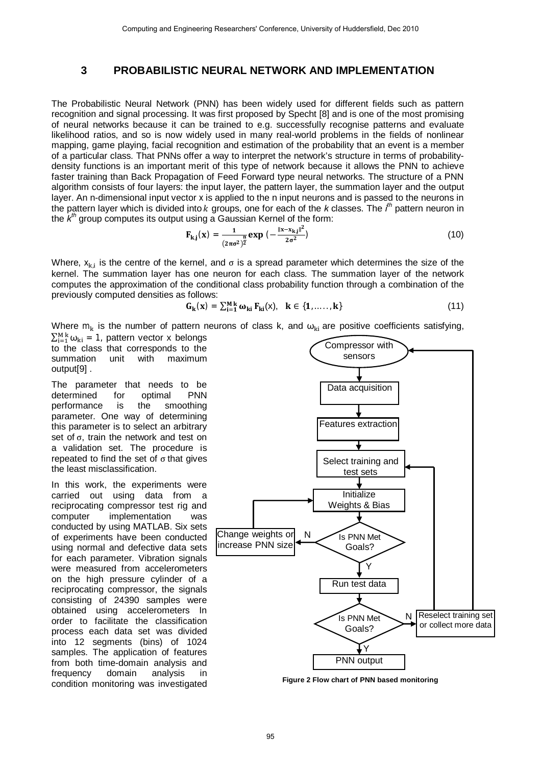## 3 PROBABILISTIC NEURAL NETWORK AND IMPLEMENTATION

The Probabilistic Neural Network (PNN) has been widely used for different fields such as pattern recognition and signal processing. It was first proposed by Specht [8] and is one of the most promising of neural networks because it can be trained to e.g. successfully recognise patterns and evaluate likelihood ratios, and so is now widely used in many real-world problems in the fields of nonlinear mapping, game playing, facial recognition and estimation of the probability that an event is a member of a particular class. That PNNs offer a way to interpret the network's structure in terms of probability-density functions is an important merit of this type of network because it allows the PNN to achieve faster training than Back Propagation of Feed Forward type neural networks. The structure of a PNN algorithm consists of four layers: the input layer, the pattern layer, the summation layer and the output layer. An n-dimensional input vector x is applied to the n input neurons and is passed to the neurons in the pattern layer which is divided into $k$ groups, one for each of the $k$ classes. The $i^{th}$ pattern neuron in the $k^{th}$ group computes its output using a Gaussian Kernel of the form:

$$\mathbf{F_{k,j}(x)} = \frac{1}{(2\pi\sigma^2)^{\frac{n}{2}}} \exp\left(-\frac{\|x - x_{k,j}\|^2}{2\sigma^2}\right) \tag{10}$$

Where, $x_{k,i}$ is the centre of the kernel, and $\sigma$ is a spread parameter which determines the size of the kernel. The summation layer has one neuron for each class. The summation layer of the network computes the approximation of the conditional class probability function through a combination of the previously computed densities as follows:

$$\mathbf{G_k(x)} = \sum_{i=1}^{M_k} \boldsymbol{\omega_{ki}}\, \mathbf{F_{ki}}(x), \quad \mathbf{k} \in \{\mathbf{1}, \ldots\ldots, \mathbf{k}\} \tag{11}$$

Where $m_k$ is the number of pattern neurons of class k, and $\omega_{ki}$ are positive coefficients satisfying, $\sum_{i=1}^{M_k} \omega_{ki} = 1$, pattern vector x belongs to the class that corresponds to the summation unit with maximum output[9] .

The parameter that needs to be determined for optimal PNN performance is the smoothing parameter. One way of determining this parameter is to select an arbitrary set of $\sigma$, train the network and test on a validation set. The procedure is repeated to find the set of $\sigma$ that gives the least misclassification.

In this work, the experiments were carried out using data from a reciprocating compressor test rig and computer implementation was conducted by using MATLAB. Six sets of experiments have been conducted using normal and defective data sets for each parameter. Vibration signals were measured from accelerometers on the high pressure cylinder of a reciprocating compressor, the signals consisting of 24390 samples were obtained using accelerometers In order to facilitate the classification process each data set was divided into 12 segments (bins) of 1024 samples. The application of features from both time-domain analysis and frequency domain analysis in condition monitoring was investigated

Figure 2 Flow chart of PNN based monitoring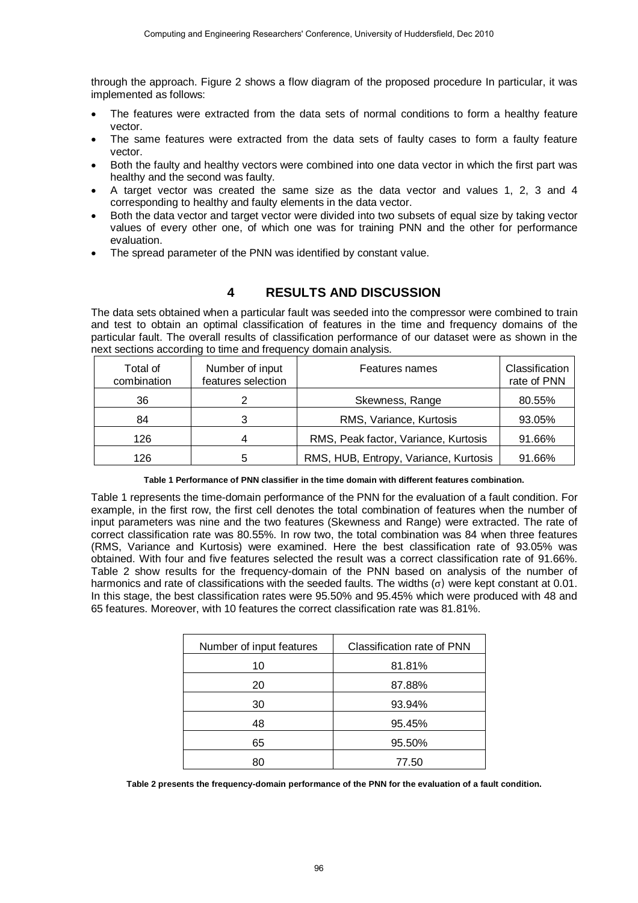through the approach. Figure 2 shows a flow diagram of the proposed procedure In particular, it was implemented as follows:

- The features were extracted from the data sets of normal conditions to form a healthy feature vector.
- The same features were extracted from the data sets of faulty cases to form a faulty feature vector.
- Both the faulty and healthy vectors were combined into one data vector in which the first part was healthy and the second was faulty.
- A target vector was created the same size as the data vector and values 1, 2, 3 and 4 corresponding to healthy and faulty elements in the data vector.
- Both the data vector and target vector were divided into two subsets of equal size by taking vector values of every other one, of which one was for training PNN and the other for performance evaluation.
- The spread parameter of the PNN was identified by constant value.

# 4 RESULTS AND DISCUSSION

The data sets obtained when a particular fault was seeded into the compressor were combined to train and test to obtain an optimal classification of features in the time and frequency domains of the particular fault. The overall results of classification performance of our dataset were as shown in the next sections according to time and frequency domain analysis.

| Total of combination | Number of input features selection | Features names | Classification rate of PNN |
|---|---|---|---|
| 36 | 2 | Skewness, Range | 80.55% |
| 84 | 3 | RMS, Variance, Kurtosis | 93.05% |
| 126 | 4 | RMS, Peak factor, Variance, Kurtosis | 91.66% |
| 126 | 5 | RMS, HUB, Entropy, Variance, Kurtosis | 91.66% |

**Table 1 Performance of PNN classifier in the time domain with different features combination.**

Table 1 represents the time-domain performance of the PNN for the evaluation of a fault condition. For example, in the first row, the first cell denotes the total combination of features when the number of input parameters was nine and the two features (Skewness and Range) were extracted. The rate of correct classification rate was 80.55%. In row two, the total combination was 84 when three features (RMS, Variance and Kurtosis) were examined. Here the best classification rate of 93.05% was obtained. With four and five features selected the result was a correct classification rate of 91.66%. Table 2 show results for the frequency-domain of the PNN based on analysis of the number of harmonics and rate of classifications with the seeded faults. The widths ($\sigma$) were kept constant at 0.01. In this stage, the best classification rates were 95.50% and 95.45% which were produced with 48 and 65 features. Moreover, with 10 features the correct classification rate was 81.81%.

| Number of input features | Classification rate of PNN |
|---|---|
| 10 | 81.81% |
| 20 | 87.88% |
| 30 | 93.94% |
| 48 | 95.45% |
| 65 | 95.50% |
| 80 | 77.50 |

**Table 2 presents the frequency-domain performance of the PNN for the evaluation of a fault condition.**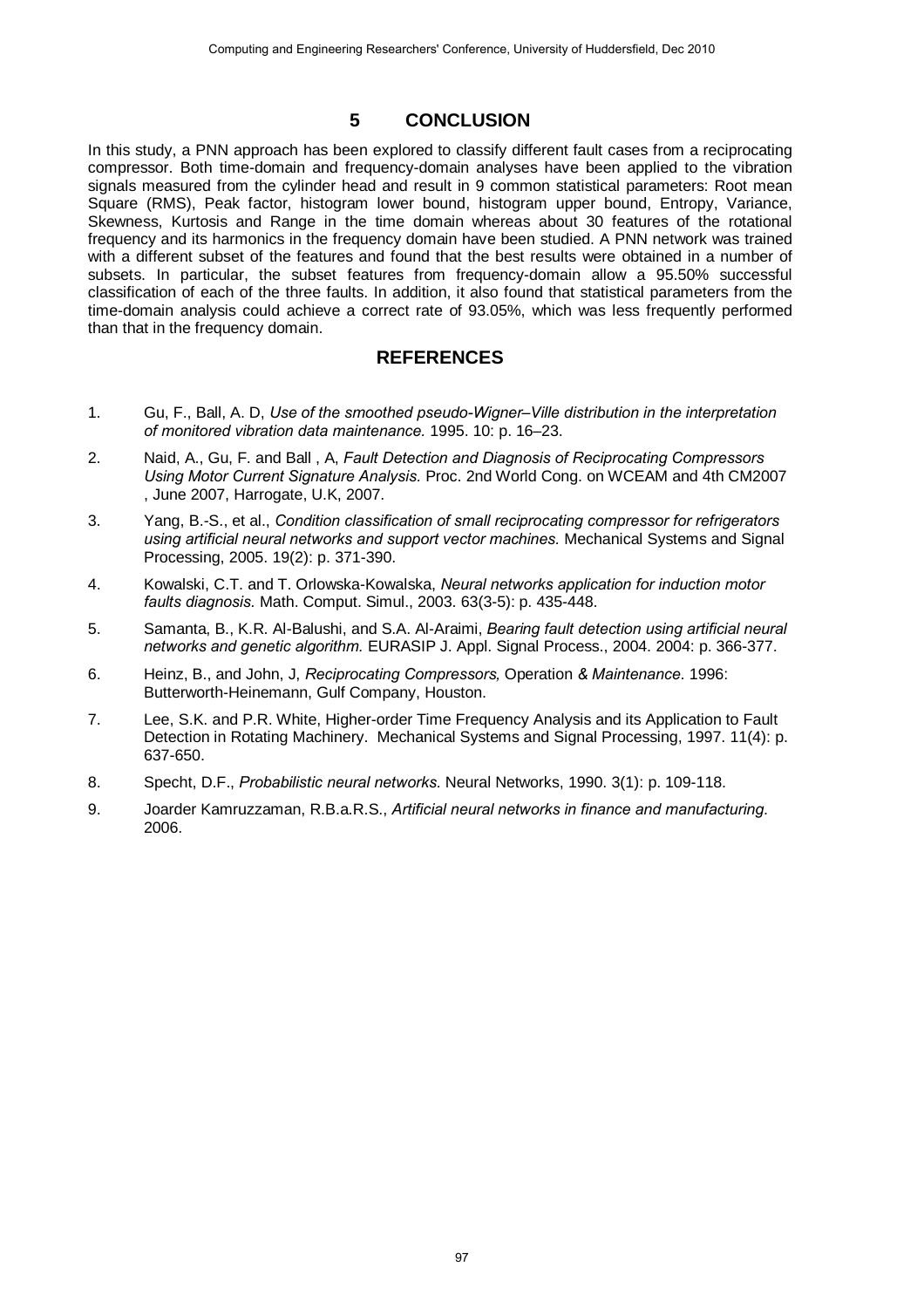## 5 CONCLUSION

In this study, a PNN approach has been explored to classify different fault cases from a reciprocating compressor. Both time-domain and frequency-domain analyses have been applied to the vibration signals measured from the cylinder head and result in 9 common statistical parameters: Root mean Square (RMS), Peak factor, histogram lower bound, histogram upper bound, Entropy, Variance, Skewness, Kurtosis and Range in the time domain whereas about 30 features of the rotational frequency and its harmonics in the frequency domain have been studied. A PNN network was trained with a different subset of the features and found that the best results were obtained in a number of subsets. In particular, the subset features from frequency-domain allow a 95.50% successful classification of each of the three faults. In addition, it also found that statistical parameters from the time-domain analysis could achieve a correct rate of 93.05%, which was less frequently performed than that in the frequency domain.

## REFERENCES

1. Gu, F., Ball, A. D, *Use of the smoothed pseudo-Wigner–Ville distribution in the interpretation of monitored vibration data maintenance.* 1995. 10: p. 16–23.
2. Naid, A., Gu, F. and Ball , A, *Fault Detection and Diagnosis of Reciprocating Compressors Using Motor Current Signature Analysis.* Proc. 2nd World Cong. on WCEAM and 4th CM2007 , June 2007, Harrogate, U.K, 2007.
3. Yang, B.-S., et al., *Condition classification of small reciprocating compressor for refrigerators using artificial neural networks and support vector machines.* Mechanical Systems and Signal Processing, 2005. 19(2): p. 371-390.
4. Kowalski, C.T. and T. Orlowska-Kowalska, *Neural networks application for induction motor faults diagnosis.* Math. Comput. Simul., 2003. 63(3-5): p. 435-448.
5. Samanta, B., K.R. Al-Balushi, and S.A. Al-Araimi, *Bearing fault detection using artificial neural networks and genetic algorithm.* EURASIP J. Appl. Signal Process., 2004. 2004: p. 366-377.
6. Heinz, B., and John, J, *Reciprocating Compressors,* Operation *& Maintenance.* 1996: Butterworth-Heinemann, Gulf Company, Houston.
7. Lee, S.K. and P.R. White, Higher-order Time Frequency Analysis and its Application to Fault Detection in Rotating Machinery. Mechanical Systems and Signal Processing, 1997. 11(4): p. 637-650.
8. Specht, D.F., *Probabilistic neural networks.* Neural Networks, 1990. 3(1): p. 109-118.
9. Joarder Kamruzzaman, R.B.a.R.S., *Artificial neural networks in finance and manufacturing*. 2006.